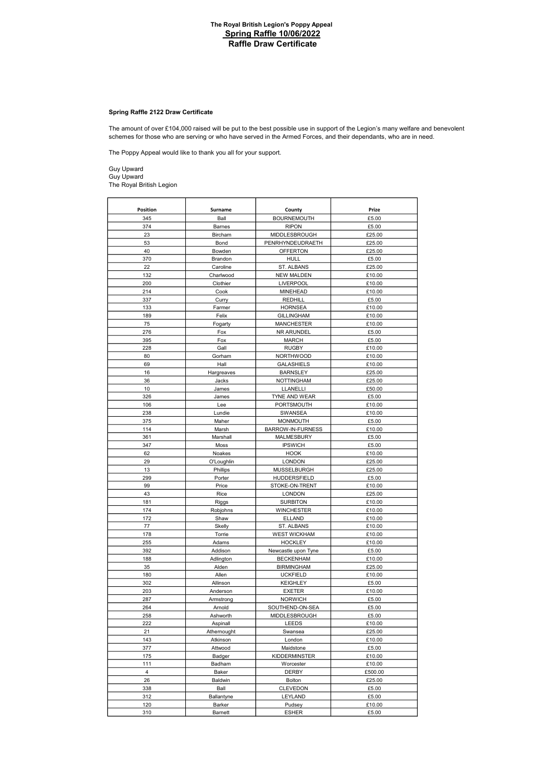**The Royal British Legion's Poppy Appeal**
**Spring Raffle 10/06/2022**
**Raffle Draw Certificate**

**Spring Raffle 2122 Draw Certificate**

The amount of over £104,000 raised will be put to the best possible use in support of the Legion's many welfare and benevolent schemes for those who are serving or who have served in the Armed Forces, and their dependants, who are in need.

The Poppy Appeal would like to thank you all for your support.

Guy Upward
Guy Upward
The Royal British Legion

| Position | Surname | County | Prize |
|---|---|---|---|
| 345 | Ball | BOURNEMOUTH | £5.00 |
| 374 | Barnes | RIPON | £5.00 |
| 23 | Bircham | MIDDLESBROUGH | £25.00 |
| 53 | Bond | PENRHYNDEUDRAETH | £25.00 |
| 40 | Bowden | OFFERTON | £25.00 |
| 370 | Brandon | HULL | £5.00 |
| 22 | Caroline | ST. ALBANS | £25.00 |
| 132 | Charlwood | NEW MALDEN | £10.00 |
| 200 | Clothier | LIVERPOOL | £10.00 |
| 214 | Cook | MINEHEAD | £10.00 |
| 337 | Curry | REDHILL | £5.00 |
| 133 | Farmer | HORNSEA | £10.00 |
| 189 | Felix | GILLINGHAM | £10.00 |
| 75 | Fogarty | MANCHESTER | £10.00 |
| 276 | Fox | NR ARUNDEL | £5.00 |
| 395 | Fox | MARCH | £5.00 |
| 228 | Gall | RUGBY | £10.00 |
| 80 | Gorham | NORTHWOOD | £10.00 |
| 69 | Hall | GALASHIELS | £10.00 |
| 16 | Hargreaves | BARNSLEY | £25.00 |
| 36 | Jacks | NOTTINGHAM | £25.00 |
| 10 | James | LLANELLI | £50.00 |
| 326 | James | TYNE AND WEAR | £5.00 |
| 106 | Lee | PORTSMOUTH | £10.00 |
| 238 | Lundie | SWANSEA | £10.00 |
| 375 | Maher | MONMOUTH | £5.00 |
| 114 | Marsh | BARROW-IN-FURNESS | £10.00 |
| 361 | Marshall | MALMESBURY | £5.00 |
| 347 | Moss | IPSWICH | £5.00 |
| 62 | Noakes | HOOK | £10.00 |
| 29 | O'Loughlin | LONDON | £25.00 |
| 13 | Phillips | MUSSELBURGH | £25.00 |
| 299 | Porter | HUDDERSFIELD | £5.00 |
| 99 | Price | STOKE-ON-TRENT | £10.00 |
| 43 | Rice | LONDON | £25.00 |
| 181 | Riggs | SURBITON | £10.00 |
| 174 | Robjohns | WINCHESTER | £10.00 |
| 172 | Shaw | ELLAND | £10.00 |
| 77 | Skelly | ST. ALBANS | £10.00 |
| 178 | Torrie | WEST WICKHAM | £10.00 |
| 255 | Adams | HOCKLEY | £10.00 |
| 392 | Addison | Newcastle upon Tyne | £5.00 |
| 188 | Adlington | BECKENHAM | £10.00 |
| 35 | Alden | BIRMINGHAM | £25.00 |
| 180 | Allen | UCKFIELD | £10.00 |
| 302 | Allinson | KEIGHLEY | £5.00 |
| 203 | Anderson | EXETER | £10.00 |
| 287 | Armstrong | NORWICH | £5.00 |
| 264 | Arnold | SOUTHEND-ON-SEA | £5.00 |
| 258 | Ashworth | MIDDLESBROUGH | £5.00 |
| 222 | Aspinall | LEEDS | £10.00 |
| 21 | Athernought | Swansea | £25.00 |
| 143 | Atkinson | London | £10.00 |
| 377 | Attwood | Maidstone | £5.00 |
| 175 | Badger | KIDDERMINSTER | £10.00 |
| 111 | Badham | Worcester | £10.00 |
| 4 | Baker | DERBY | £500.00 |
| 26 | Baldwin | Bolton | £25.00 |
| 338 | Ball | CLEVEDON | £5.00 |
| 312 | Ballantyne | LEYLAND | £5.00 |
| 120 | Barker | Pudsey | £10.00 |
| 310 | Barnett | ESHER | £5.00 |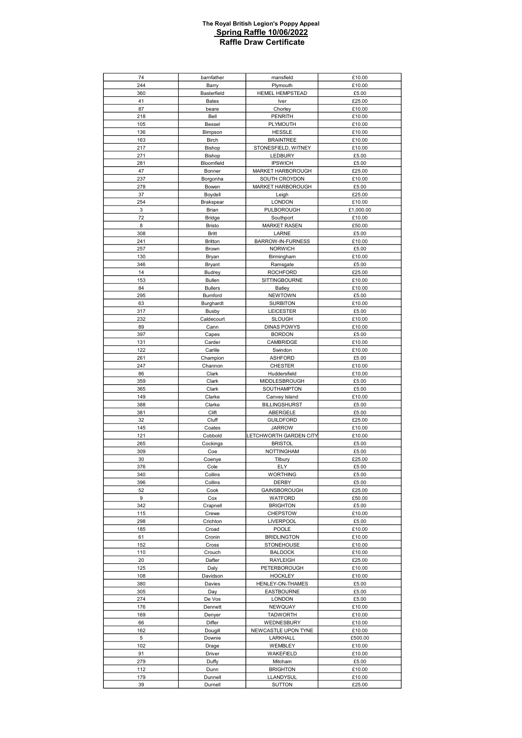# The Royal British Legion's Poppy Appeal

## Spring Raffle 10/06/2022

## Raffle Draw Certificate

| | | | |
|---|---|---|---|
| 74 | barnfather | mansfield | £10.00 |
| 244 | Barry | Plymouth | £10.00 |
| 360 | Basterfield | HEMEL HEMPSTEAD | £5.00 |
| 41 | Bates | Iver | £25.00 |
| 87 | beare | Chorley | £10.00 |
| 218 | Bell | PENRITH | £10.00 |
| 105 | Bessel | PLYMOUTH | £10.00 |
| 136 | Bimpson | HESSLE | £10.00 |
| 163 | Birch | BRAINTREE | £10.00 |
| 217 | Bishop | STONESFIELD, WITNEY | £10.00 |
| 271 | Bishop | LEDBURY | £5.00 |
| 281 | Bloomfield | IPSWICH | £5.00 |
| 47 | Bonner | MARKET HARBOROUGH | £25.00 |
| 237 | Borgonha | SOUTH CROYDON | £10.00 |
| 278 | Bowen | MARKET HARBOROUGH | £5.00 |
| 37 | Boydell | Leigh | £25.00 |
| 254 | Brakspear | LONDON | £10.00 |
| 3 | Brian | PULBOROUGH | £1,000.00 |
| 72 | Bridge | Southport | £10.00 |
| 8 | Bristo | MARKET RASEN | £50.00 |
| 308 | Britt | LARNE | £5.00 |
| 241 | Britton | BARROW-IN-FURNESS | £10.00 |
| 257 | Brown | NORWICH | £5.00 |
| 130 | Bryan | Birmingham | £10.00 |
| 346 | Bryant | Ramsgate | £5.00 |
| 14 | Budrey | ROCHFORD | £25.00 |
| 153 | Bullen | SITTINGBOURNE | £10.00 |
| 84 | Bullers | Batley | £10.00 |
| 295 | Bumford | NEWTOWN | £5.00 |
| 63 | Burghardt | SURBITON | £10.00 |
| 317 | Busby | LEICESTER | £5.00 |
| 232 | Caldecourt | SLOUGH | £10.00 |
| 89 | Cann | DINAS POWYS | £10.00 |
| 397 | Capes | BORDON | £5.00 |
| 131 | Carder | CAMBRIDGE | £10.00 |
| 122 | Carlile | Swindon | £10.00 |
| 261 | Champion | ASHFORD | £5.00 |
| 247 | Channon | CHESTER | £10.00 |
| 86 | Clark | Huddersfield | £10.00 |
| 359 | Clark | MIDDLESBROUGH | £5.00 |
| 365 | Clark | SOUTHAMPTON | £5.00 |
| 149 | Clarke | Canvey Island | £10.00 |
| 388 | Clarke | BILLINGSHURST | £5.00 |
| 381 | Clift | ABERGELE | £5.00 |
| 32 | Cluff | GUILDFORD | £25.00 |
| 145 | Coates | JARROW | £10.00 |
| 121 | Cobbold | LETCHWORTH GARDEN CITY | £10.00 |
| 265 | Cockings | BRISTOL | £5.00 |
| 309 | Coe | NOTTINGHAM | £5.00 |
| 30 | Coenye | Tilbury | £25.00 |
| 376 | Cole | ELY | £5.00 |
| 340 | Collins | WORTHING | £5.00 |
| 396 | Collins | DERBY | £5.00 |
| 52 | Cook | GAINSBOROUGH | £25.00 |
| 9 | Cox | WATFORD | £50.00 |
| 342 | Crapnell | BRIGHTON | £5.00 |
| 115 | Crewe | CHEPSTOW | £10.00 |
| 298 | Crichton | LIVERPOOL | £5.00 |
| 185 | Croad | POOLE | £10.00 |
| 61 | Cronin | BRIDLINGTON | £10.00 |
| 152 | Cross | STONEHOUSE | £10.00 |
| 110 | Crouch | BALDOCK | £10.00 |
| 20 | Dafter | RAYLEIGH | £25.00 |
| 125 | Daly | PETERBOROUGH | £10.00 |
| 108 | Davidson | HOCKLEY | £10.00 |
| 380 | Davies | HENLEY-ON-THAMES | £5.00 |
| 305 | Day | EASTBOURNE | £5.00 |
| 274 | De Vos | LONDON | £5.00 |
| 176 | Dennett | NEWQUAY | £10.00 |
| 169 | Denyer | TADWORTH | £10.00 |
| 66 | Differ | WEDNESBURY | £10.00 |
| 162 | Dougill | NEWCASTLE UPON TYNE | £10.00 |
| 5 | Downie | LARKHALL | £500.00 |
| 102 | Drage | WEMBLEY | £10.00 |
| 91 | Driver | WAKEFIELD | £10.00 |
| 279 | Duffy | Mitcham | £5.00 |
| 112 | Dunn | BRIGHTON | £10.00 |
| 179 | Dunnell | LLANDYSUL | £10.00 |
| 39 | Durnell | SUTTON | £25.00 |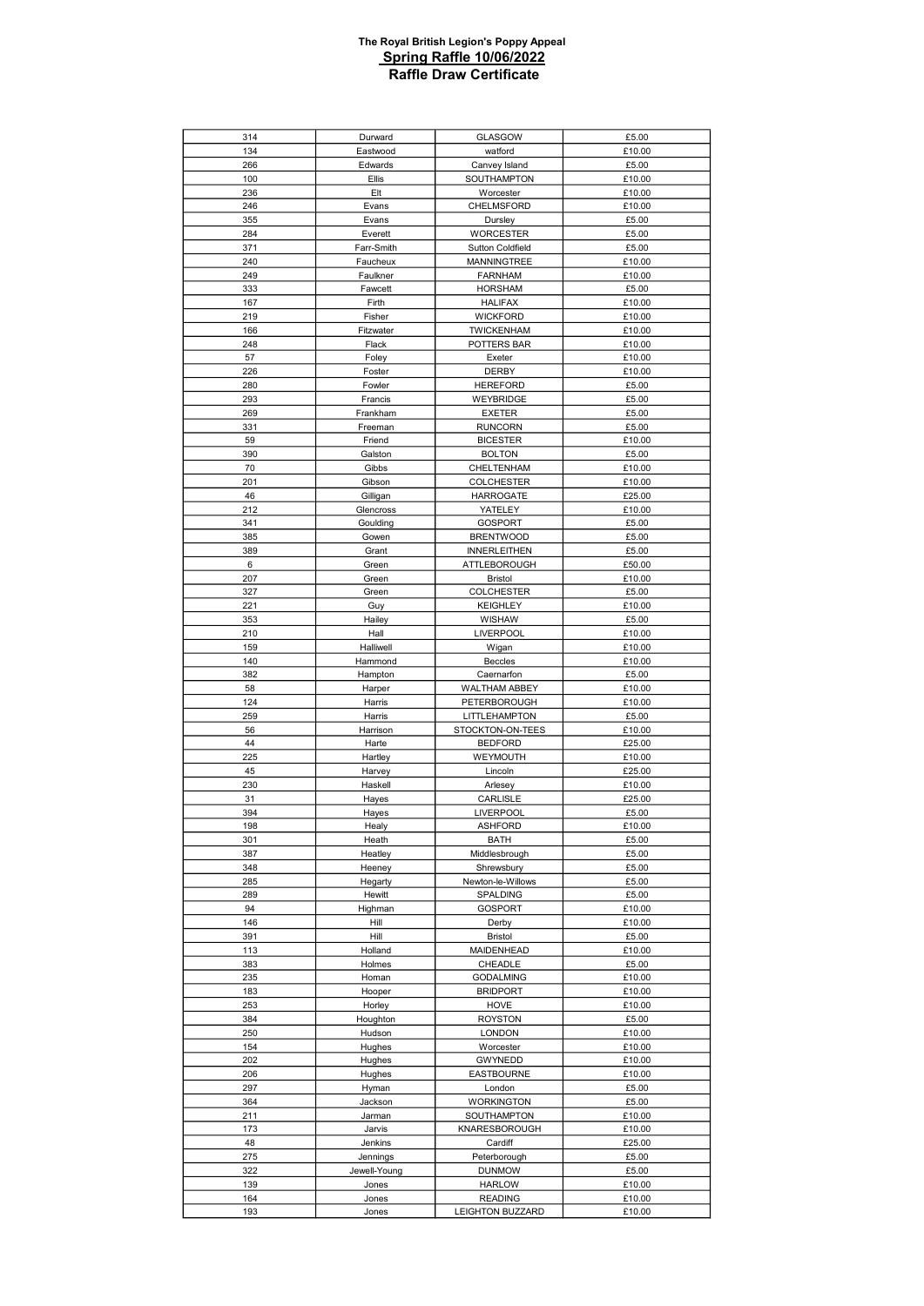**The Royal British Legion's Poppy Appeal**
**Spring Raffle 10/06/2022**
**Raffle Draw Certificate**

| | | | |
|---|---|---|---|
| 314 | Durward | GLASGOW | £5.00 |
| 134 | Eastwood | watford | £10.00 |
| 266 | Edwards | Canvey Island | £5.00 |
| 100 | Ellis | SOUTHAMPTON | £10.00 |
| 236 | Elt | Worcester | £10.00 |
| 246 | Evans | CHELMSFORD | £10.00 |
| 355 | Evans | Dursley | £5.00 |
| 284 | Everett | WORCESTER | £5.00 |
| 371 | Farr-Smith | Sutton Coldfield | £5.00 |
| 240 | Faucheux | MANNINGTREE | £10.00 |
| 249 | Faulkner | FARNHAM | £10.00 |
| 333 | Fawcett | HORSHAM | £5.00 |
| 167 | Firth | HALIFAX | £10.00 |
| 219 | Fisher | WICKFORD | £10.00 |
| 166 | Fitzwater | TWICKENHAM | £10.00 |
| 248 | Flack | POTTERS BAR | £10.00 |
| 57 | Foley | Exeter | £10.00 |
| 226 | Foster | DERBY | £10.00 |
| 280 | Fowler | HEREFORD | £5.00 |
| 293 | Francis | WEYBRIDGE | £5.00 |
| 269 | Frankham | EXETER | £5.00 |
| 331 | Freeman | RUNCORN | £5.00 |
| 59 | Friend | BICESTER | £10.00 |
| 390 | Galston | BOLTON | £5.00 |
| 70 | Gibbs | CHELTENHAM | £10.00 |
| 201 | Gibson | COLCHESTER | £10.00 |
| 46 | Gilligan | HARROGATE | £25.00 |
| 212 | Glencross | YATELEY | £10.00 |
| 341 | Goulding | GOSPORT | £5.00 |
| 385 | Gowen | BRENTWOOD | £5.00 |
| 389 | Grant | INNERLEITHEN | £5.00 |
| 6 | Green | ATTLEBOROUGH | £50.00 |
| 207 | Green | Bristol | £10.00 |
| 327 | Green | COLCHESTER | £5.00 |
| 221 | Guy | KEIGHLEY | £10.00 |
| 353 | Hailey | WISHAW | £5.00 |
| 210 | Hall | LIVERPOOL | £10.00 |
| 159 | Halliwell | Wigan | £10.00 |
| 140 | Hammond | Beccles | £10.00 |
| 382 | Hampton | Caernarfon | £5.00 |
| 58 | Harper | WALTHAM ABBEY | £10.00 |
| 124 | Harris | PETERBOROUGH | £10.00 |
| 259 | Harris | LITTLEHAMPTON | £5.00 |
| 56 | Harrison | STOCKTON-ON-TEES | £10.00 |
| 44 | Harte | BEDFORD | £25.00 |
| 225 | Hartley | WEYMOUTH | £10.00 |
| 45 | Harvey | Lincoln | £25.00 |
| 230 | Haskell | Arlesey | £10.00 |
| 31 | Hayes | CARLISLE | £25.00 |
| 394 | Hayes | LIVERPOOL | £5.00 |
| 198 | Healy | ASHFORD | £10.00 |
| 301 | Heath | BATH | £5.00 |
| 387 | Heatley | Middlesbrough | £5.00 |
| 348 | Heeney | Shrewsbury | £5.00 |
| 285 | Hegarty | Newton-le-Willows | £5.00 |
| 289 | Hewitt | SPALDING | £5.00 |
| 94 | Highman | GOSPORT | £10.00 |
| 146 | Hill | Derby | £10.00 |
| 391 | Hill | Bristol | £5.00 |
| 113 | Holland | MAIDENHEAD | £10.00 |
| 383 | Holmes | CHEADLE | £5.00 |
| 235 | Homan | GODALMING | £10.00 |
| 183 | Hooper | BRIDPORT | £10.00 |
| 253 | Horley | HOVE | £10.00 |
| 384 | Houghton | ROYSTON | £5.00 |
| 250 | Hudson | LONDON | £10.00 |
| 154 | Hughes | Worcester | £10.00 |
| 202 | Hughes | GWYNEDD | £10.00 |
| 206 | Hughes | EASTBOURNE | £10.00 |
| 297 | Hyman | London | £5.00 |
| 364 | Jackson | WORKINGTON | £5.00 |
| 211 | Jarman | SOUTHAMPTON | £10.00 |
| 173 | Jarvis | KNARESBOROUGH | £10.00 |
| 48 | Jenkins | Cardiff | £25.00 |
| 275 | Jennings | Peterborough | £5.00 |
| 322 | Jewell-Young | DUNMOW | £5.00 |
| 139 | Jones | HARLOW | £10.00 |
| 164 | Jones | READING | £10.00 |
| 193 | Jones | LEIGHTON BUZZARD | £10.00 |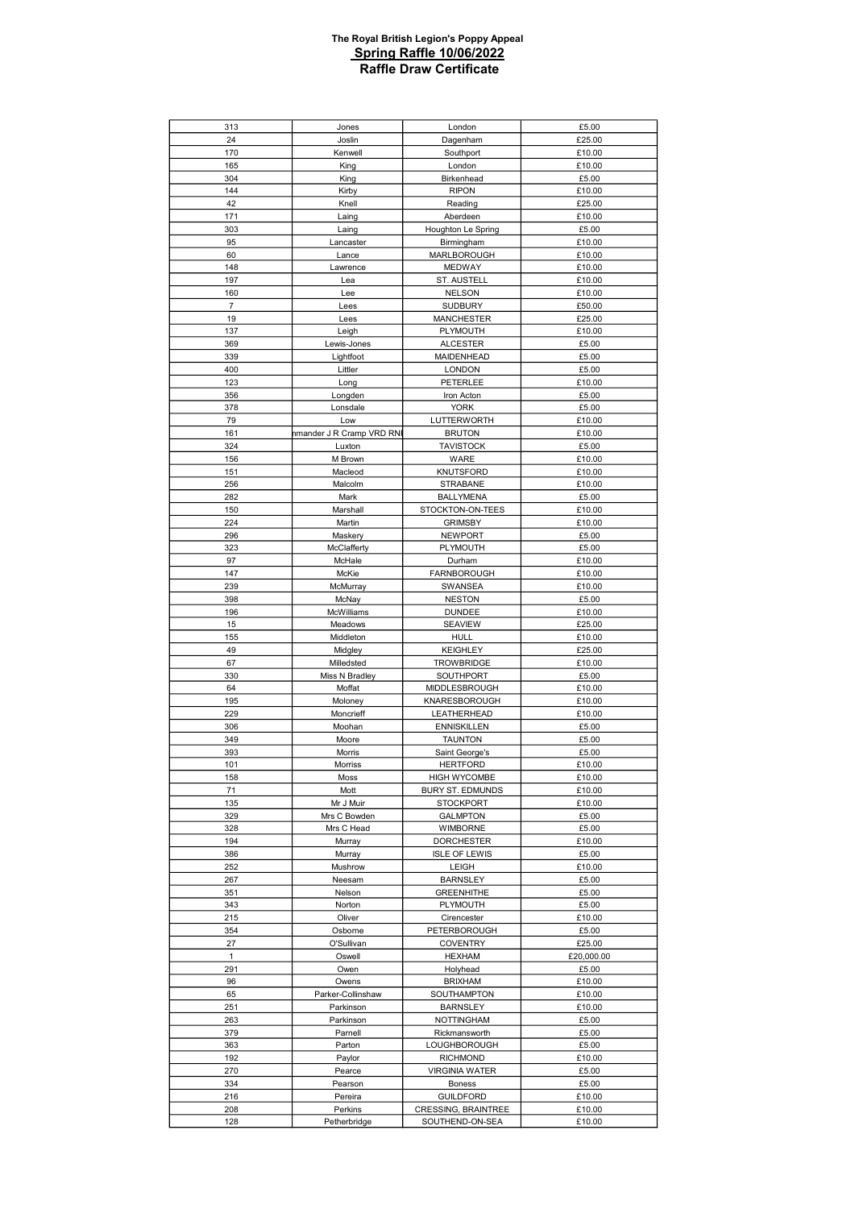**The Royal British Legion's Poppy Appeal**
**Spring Raffle 10/06/2022**
**Raffle Draw Certificate**

| | | | |
|---|---|---|---|
| 313 | Jones | London | £5.00 |
| 24 | Joslin | Dagenham | £25.00 |
| 170 | Kenwell | Southport | £10.00 |
| 165 | King | London | £10.00 |
| 304 | King | Birkenhead | £5.00 |
| 144 | Kirby | RIPON | £10.00 |
| 42 | Knell | Reading | £25.00 |
| 171 | Laing | Aberdeen | £10.00 |
| 303 | Laing | Houghton Le Spring | £5.00 |
| 95 | Lancaster | Birmingham | £10.00 |
| 60 | Lance | MARLBOROUGH | £10.00 |
| 148 | Lawrence | MEDWAY | £10.00 |
| 197 | Lea | ST. AUSTELL | £10.00 |
| 160 | Lee | NELSON | £10.00 |
| 7 | Lees | SUDBURY | £50.00 |
| 19 | Lees | MANCHESTER | £25.00 |
| 137 | Leigh | PLYMOUTH | £10.00 |
| 369 | Lewis-Jones | ALCESTER | £5.00 |
| 339 | Lightfoot | MAIDENHEAD | £5.00 |
| 400 | Littler | LONDON | £5.00 |
| 123 | Long | PETERLEE | £10.00 |
| 356 | Longden | Iron Acton | £5.00 |
| 378 | Lonsdale | YORK | £5.00 |
| 79 | Low | LUTTERWORTH | £10.00 |
| 161 | nmander J R Cramp VRD RN | BRUTON | £10.00 |
| 324 | Luxton | TAVISTOCK | £5.00 |
| 156 | M Brown | WARE | £10.00 |
| 151 | Macleod | KNUTSFORD | £10.00 |
| 256 | Malcolm | STRABANE | £10.00 |
| 282 | Mark | BALLYMENA | £5.00 |
| 150 | Marshall | STOCKTON-ON-TEES | £10.00 |
| 224 | Martin | GRIMSBY | £10.00 |
| 296 | Maskery | NEWPORT | £5.00 |
| 323 | McClafferty | PLYMOUTH | £5.00 |
| 97 | McHale | Durham | £10.00 |
| 147 | McKie | FARNBOROUGH | £10.00 |
| 239 | McMurray | SWANSEA | £10.00 |
| 398 | McNay | NESTON | £5.00 |
| 196 | McWilliams | DUNDEE | £10.00 |
| 15 | Meadows | SEAVIEW | £25.00 |
| 155 | Middleton | HULL | £10.00 |
| 49 | Midgley | KEIGHLEY | £25.00 |
| 67 | Milledsted | TROWBRIDGE | £10.00 |
| 330 | Miss N Bradley | SOUTHPORT | £5.00 |
| 64 | Moffat | MIDDLESBROUGH | £10.00 |
| 195 | Moloney | KNARESBOROUGH | £10.00 |
| 229 | Moncrieff | LEATHERHEAD | £10.00 |
| 306 | Moohan | ENNISKILLEN | £5.00 |
| 349 | Moore | TAUNTON | £5.00 |
| 393 | Morris | Saint George's | £5.00 |
| 101 | Morriss | HERTFORD | £10.00 |
| 158 | Moss | HIGH WYCOMBE | £10.00 |
| 71 | Mott | BURY ST. EDMUNDS | £10.00 |
| 135 | Mr J Muir | STOCKPORT | £10.00 |
| 329 | Mrs C Bowden | GALMPTON | £5.00 |
| 328 | Mrs C Head | WIMBORNE | £5.00 |
| 194 | Murray | DORCHESTER | £10.00 |
| 386 | Murray | ISLE OF LEWIS | £5.00 |
| 252 | Mushrow | LEIGH | £10.00 |
| 267 | Neesam | BARNSLEY | £5.00 |
| 351 | Nelson | GREENHITHE | £5.00 |
| 343 | Norton | PLYMOUTH | £5.00 |
| 215 | Oliver | Cirencester | £10.00 |
| 354 | Osborne | PETERBOROUGH | £5.00 |
| 27 | O'Sullivan | COVENTRY | £25.00 |
| 1 | Oswell | HEXHAM | £20,000.00 |
| 291 | Owen | Holyhead | £5.00 |
| 96 | Owens | BRIXHAM | £10.00 |
| 65 | Parker-Collinshaw | SOUTHAMPTON | £10.00 |
| 251 | Parkinson | BARNSLEY | £10.00 |
| 263 | Parkinson | NOTTINGHAM | £5.00 |
| 379 | Parnell | Rickmansworth | £5.00 |
| 363 | Parton | LOUGHBOROUGH | £5.00 |
| 192 | Paylor | RICHMOND | £10.00 |
| 270 | Pearce | VIRGINIA WATER | £5.00 |
| 334 | Pearson | Boness | £5.00 |
| 216 | Pereira | GUILDFORD | £10.00 |
| 208 | Perkins | CRESSING, BRAINTREE | £10.00 |
| 128 | Petherbridge | SOUTHEND-ON-SEA | £10.00 |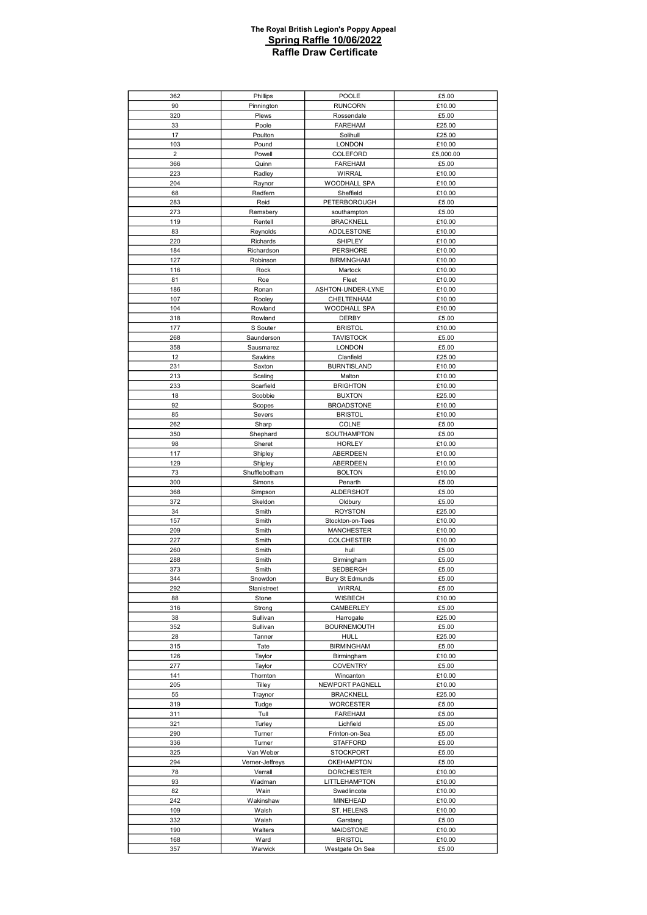**The Royal British Legion's Poppy Appeal**
**Spring Raffle 10/06/2022**
**Raffle Draw Certificate**

| 362 | Phillips | POOLE | £5.00 |
|---|---|---|---|
| 90 | Pinnington | RUNCORN | £10.00 |
| 320 | Plews | Rossendale | £5.00 |
| 33 | Poole | FAREHAM | £25.00 |
| 17 | Poulton | Solihull | £25.00 |
| 103 | Pound | LONDON | £10.00 |
| 2 | Powell | COLEFORD | £5,000.00 |
| 366 | Quinn | FAREHAM | £5.00 |
| 223 | Radley | WIRRAL | £10.00 |
| 204 | Raynor | WOODHALL SPA | £10.00 |
| 68 | Redfern | Sheffield | £10.00 |
| 283 | Reid | PETERBOROUGH | £5.00 |
| 273 | Remsbery | southampton | £5.00 |
| 119 | Rentell | BRACKNELL | £10.00 |
| 83 | Reynolds | ADDLESTONE | £10.00 |
| 220 | Richards | SHIPLEY | £10.00 |
| 184 | Richardson | PERSHORE | £10.00 |
| 127 | Robinson | BIRMINGHAM | £10.00 |
| 116 | Rock | Martock | £10.00 |
| 81 | Roe | Fleet | £10.00 |
| 186 | Ronan | ASHTON-UNDER-LYNE | £10.00 |
| 107 | Rooley | CHELTENHAM | £10.00 |
| 104 | Rowland | WOODHALL SPA | £10.00 |
| 318 | Rowland | DERBY | £5.00 |
| 177 | S Souter | BRISTOL | £10.00 |
| 268 | Saunderson | TAVISTOCK | £5.00 |
| 358 | Sausmarez | LONDON | £5.00 |
| 12 | Sawkins | Clanfield | £25.00 |
| 231 | Saxton | BURNTISLAND | £10.00 |
| 213 | Scaling | Malton | £10.00 |
| 233 | Scarfield | BRIGHTON | £10.00 |
| 18 | Scobbie | BUXTON | £25.00 |
| 92 | Scopes | BROADSTONE | £10.00 |
| 85 | Severs | BRISTOL | £10.00 |
| 262 | Sharp | COLNE | £5.00 |
| 350 | Shephard | SOUTHAMPTON | £5.00 |
| 98 | Sheret | HORLEY | £10.00 |
| 117 | Shipley | ABERDEEN | £10.00 |
| 129 | Shipley | ABERDEEN | £10.00 |
| 73 | Shufflebotham | BOLTON | £10.00 |
| 300 | Simons | Penarth | £5.00 |
| 368 | Simpson | ALDERSHOT | £5.00 |
| 372 | Skeldon | Oldbury | £5.00 |
| 34 | Smith | ROYSTON | £25.00 |
| 157 | Smith | Stockton-on-Tees | £10.00 |
| 209 | Smith | MANCHESTER | £10.00 |
| 227 | Smith | COLCHESTER | £10.00 |
| 260 | Smith | hull | £5.00 |
| 288 | Smith | Birmingham | £5.00 |
| 373 | Smith | SEDBERGH | £5.00 |
| 344 | Snowdon | Bury St Edmunds | £5.00 |
| 292 | Stanistreet | WIRRAL | £5.00 |
| 88 | Stone | WISBECH | £10.00 |
| 316 | Strong | CAMBERLEY | £5.00 |
| 38 | Sullivan | Harrogate | £25.00 |
| 352 | Sullivan | BOURNEMOUTH | £5.00 |
| 28 | Tanner | HULL | £25.00 |
| 315 | Tate | BIRMINGHAM | £5.00 |
| 126 | Taylor | Birmingham | £10.00 |
| 277 | Taylor | COVENTRY | £5.00 |
| 141 | Thornton | Wincanton | £10.00 |
| 205 | Tilley | NEWPORT PAGNELL | £10.00 |
| 55 | Traynor | BRACKNELL | £25.00 |
| 319 | Tudge | WORCESTER | £5.00 |
| 311 | Tull | FAREHAM | £5.00 |
| 321 | Turley | Lichfield | £5.00 |
| 290 | Turner | Frinton-on-Sea | £5.00 |
| 336 | Turner | STAFFORD | £5.00 |
| 325 | Van Weber | STOCKPORT | £5.00 |
| 294 | Verner-Jeffreys | OKEHAMPTON | £5.00 |
| 78 | Verrall | DORCHESTER | £10.00 |
| 93 | Wadman | LITTLEHAMPTON | £10.00 |
| 82 | Wain | Swadlincote | £10.00 |
| 242 | Wakinshaw | MINEHEAD | £10.00 |
| 109 | Walsh | ST. HELENS | £10.00 |
| 332 | Walsh | Garstang | £5.00 |
| 190 | Walters | MAIDSTONE | £10.00 |
| 168 | Ward | BRISTOL | £10.00 |
| 357 | Warwick | Westgate On Sea | £5.00 |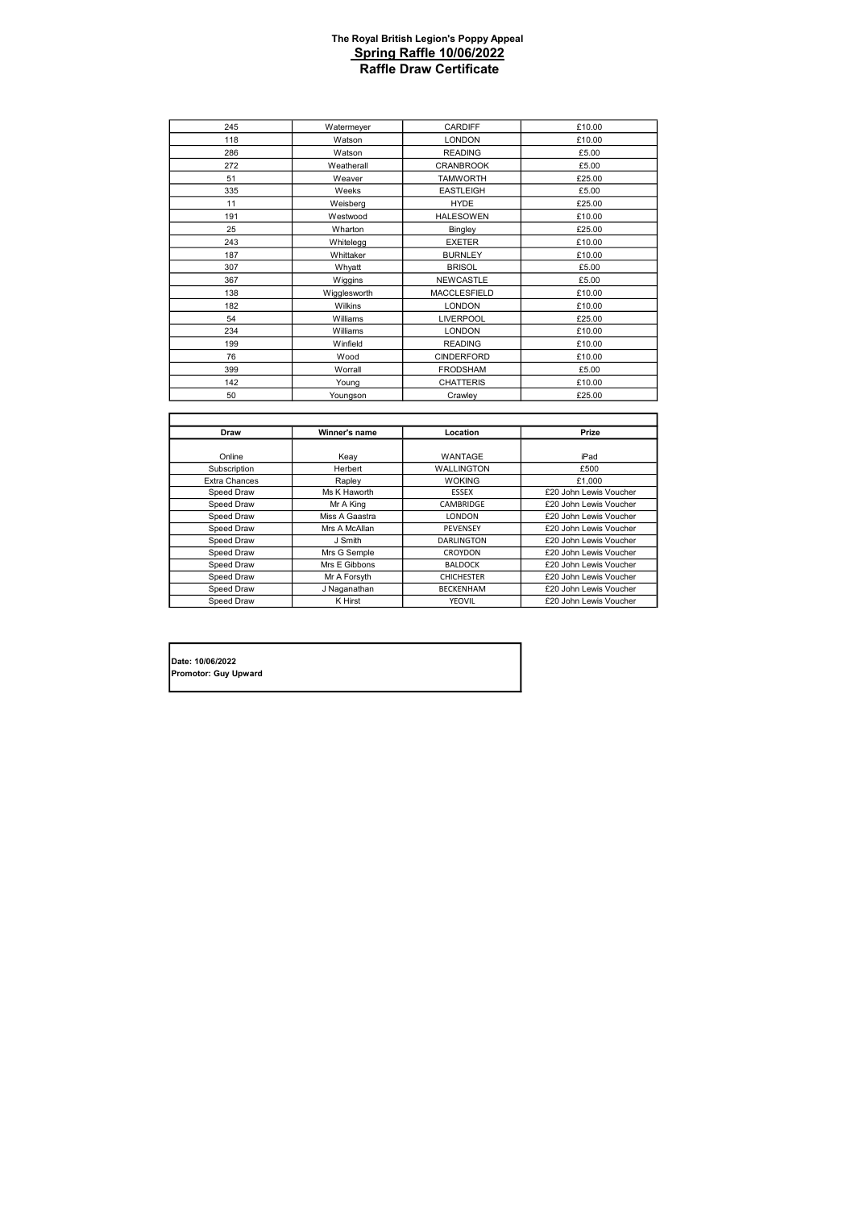**The Royal British Legion's Poppy Appeal**

**Spring Raffle 10/06/2022**

**Raffle Draw Certificate**

| | | | |
|---|---|---|---|
| 245 | Watermeyer | CARDIFF | £10.00 |
| 118 | Watson | LONDON | £10.00 |
| 286 | Watson | READING | £5.00 |
| 272 | Weatherall | CRANBROOK | £5.00 |
| 51 | Weaver | TAMWORTH | £25.00 |
| 335 | Weeks | EASTLEIGH | £5.00 |
| 11 | Weisberg | HYDE | £25.00 |
| 191 | Westwood | HALESOWEN | £10.00 |
| 25 | Wharton | Bingley | £25.00 |
| 243 | Whitelegg | EXETER | £10.00 |
| 187 | Whittaker | BURNLEY | £10.00 |
| 307 | Whyatt | BRISOL | £5.00 |
| 367 | Wiggins | NEWCASTLE | £5.00 |
| 138 | Wigglesworth | MACCLESFIELD | £10.00 |
| 182 | Wilkins | LONDON | £10.00 |
| 54 | Williams | LIVERPOOL | £25.00 |
| 234 | Williams | LONDON | £10.00 |
| 199 | Winfield | READING | £10.00 |
| 76 | Wood | CINDERFORD | £10.00 |
| 399 | Worrall | FRODSHAM | £5.00 |
| 142 | Young | CHATTERIS | £10.00 |
| 50 | Youngson | Crawley | £25.00 |

| Draw | Winner's name | Location | Prize |
|---|---|---|---|
| Online | Keay | WANTAGE | iPad |
| Subscription | Herbert | WALLINGTON | £500 |
| Extra Chances | Rapley | WOKING | £1,000 |
| Speed Draw | Ms K Haworth | ESSEX | £20 John Lewis Voucher |
| Speed Draw | Mr A King | CAMBRIDGE | £20 John Lewis Voucher |
| Speed Draw | Miss A Gaastra | LONDON | £20 John Lewis Voucher |
| Speed Draw | Mrs A McAllan | PEVENSEY | £20 John Lewis Voucher |
| Speed Draw | J Smith | DARLINGTON | £20 John Lewis Voucher |
| Speed Draw | Mrs G Semple | CROYDON | £20 John Lewis Voucher |
| Speed Draw | Mrs E Gibbons | BALDOCK | £20 John Lewis Voucher |
| Speed Draw | Mr A Forsyth | CHICHESTER | £20 John Lewis Voucher |
| Speed Draw | J Naganathan | BECKENHAM | £20 John Lewis Voucher |
| Speed Draw | K Hirst | YEOVIL | £20 John Lewis Voucher |

**Date: 10/06/2022**

**Promotor: Guy Upward**